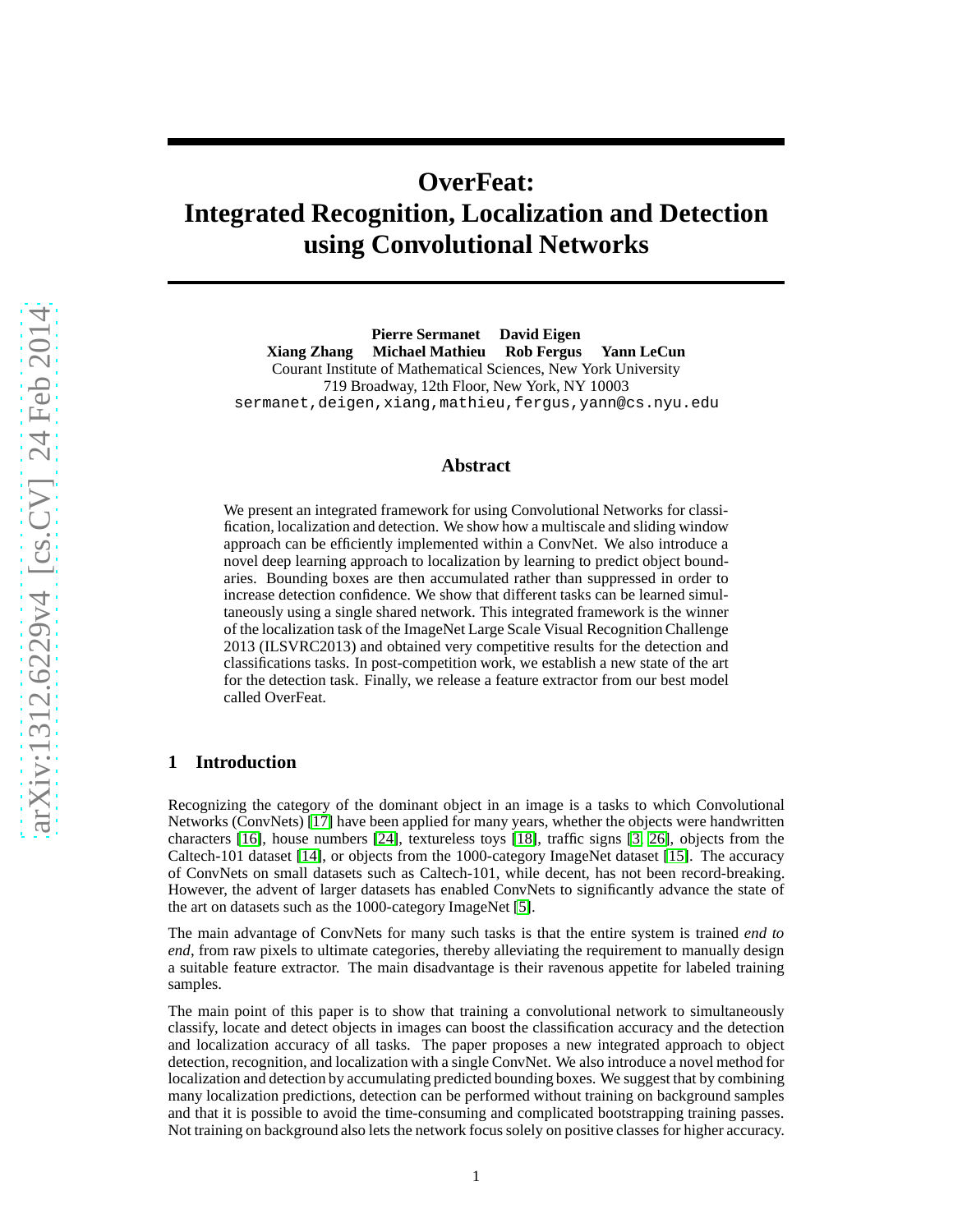# OverFeat: Integrated Recognition, Localization and Detection using Convolutional Networks

**Pierre Sermanet David Eigen**
**Xiang Zhang Michael Mathieu Rob Fergus Yann LeCun**
Courant Institute of Mathematical Sciences, New York University
719 Broadway, 12th Floor, New York, NY 10003
sermanet,deigen,xiang,mathieu,fergus,yann@cs.nyu.edu

## Abstract

We present an integrated framework for using Convolutional Networks for classification, localization and detection. We show how a multiscale and sliding window approach can be efficiently implemented within a ConvNet. We also introduce a novel deep learning approach to localization by learning to predict object boundaries. Bounding boxes are then accumulated rather than suppressed in order to increase detection confidence. We show that different tasks can be learned simultaneously using a single shared network. This integrated framework is the winner of the localization task of the ImageNet Large Scale Visual Recognition Challenge 2013 (ILSVRC2013) and obtained very competitive results for the detection and classifications tasks. In post-competition work, we establish a new state of the art for the detection task. Finally, we release a feature extractor from our best model called OverFeat.

## 1 Introduction

Recognizing the category of the dominant object in an image is a tasks to which Convolutional Networks (ConvNets) [17] have been applied for many years, whether the objects were handwritten characters [16], house numbers [24], textureless toys [18], traffic signs [3, 26], objects from the Caltech-101 dataset [14], or objects from the 1000-category ImageNet dataset [15]. The accuracy of ConvNets on small datasets such as Caltech-101, while decent, has not been record-breaking. However, the advent of larger datasets has enabled ConvNets to significantly advance the state of the art on datasets such as the 1000-category ImageNet [5].

The main advantage of ConvNets for many such tasks is that the entire system is trained *end to end*, from raw pixels to ultimate categories, thereby alleviating the requirement to manually design a suitable feature extractor. The main disadvantage is their ravenous appetite for labeled training samples.

The main point of this paper is to show that training a convolutional network to simultaneously classify, locate and detect objects in images can boost the classification accuracy and the detection and localization accuracy of all tasks. The paper proposes a new integrated approach to object detection, recognition, and localization with a single ConvNet. We also introduce a novel method for localization and detection by accumulating predicted bounding boxes. We suggest that by combining many localization predictions, detection can be performed without training on background samples and that it is possible to avoid the time-consuming and complicated bootstrapping training passes. Not training on background also lets the network focus solely on positive classes for higher accuracy.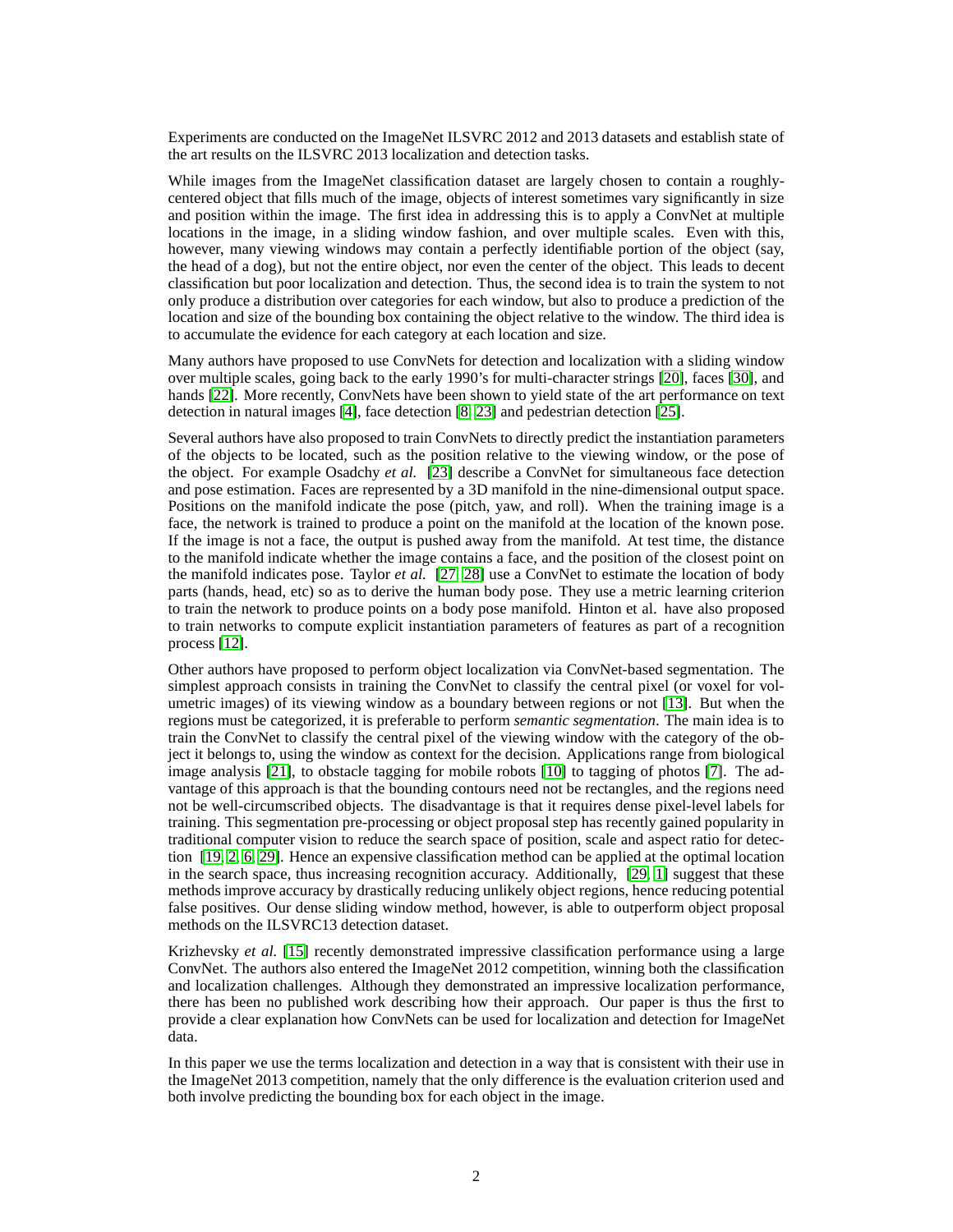Experiments are conducted on the ImageNet ILSVRC 2012 and 2013 datasets and establish state of the art results on the ILSVRC 2013 localization and detection tasks.

While images from the ImageNet classification dataset are largely chosen to contain a roughly-centered object that fills much of the image, objects of interest sometimes vary significantly in size and position within the image. The first idea in addressing this is to apply a ConvNet at multiple locations in the image, in a sliding window fashion, and over multiple scales. Even with this, however, many viewing windows may contain a perfectly identifiable portion of the object (say, the head of a dog), but not the entire object, nor even the center of the object. This leads to decent classification but poor localization and detection. Thus, the second idea is to train the system to not only produce a distribution over categories for each window, but also to produce a prediction of the location and size of the bounding box containing the object relative to the window. The third idea is to accumulate the evidence for each category at each location and size.

Many authors have proposed to use ConvNets for detection and localization with a sliding window over multiple scales, going back to the early 1990's for multi-character strings [20], faces [30], and hands [22]. More recently, ConvNets have been shown to yield state of the art performance on text detection in natural images [4], face detection [8, 23] and pedestrian detection [25].

Several authors have also proposed to train ConvNets to directly predict the instantiation parameters of the objects to be located, such as the position relative to the viewing window, or the pose of the object. For example Osadchy *et al.* [23] describe a ConvNet for simultaneous face detection and pose estimation. Faces are represented by a 3D manifold in the nine-dimensional output space. Positions on the manifold indicate the pose (pitch, yaw, and roll). When the training image is a face, the network is trained to produce a point on the manifold at the location of the known pose. If the image is not a face, the output is pushed away from the manifold. At test time, the distance to the manifold indicate whether the image contains a face, and the position of the closest point on the manifold indicates pose. Taylor *et al.* [27, 28] use a ConvNet to estimate the location of body parts (hands, head, etc) so as to derive the human body pose. They use a metric learning criterion to train the network to produce points on a body pose manifold. Hinton et al. have also proposed to train networks to compute explicit instantiation parameters of features as part of a recognition process [12].

Other authors have proposed to perform object localization via ConvNet-based segmentation. The simplest approach consists in training the ConvNet to classify the central pixel (or voxel for volumetric images) of its viewing window as a boundary between regions or not [13]. But when the regions must be categorized, it is preferable to perform *semantic segmentation*. The main idea is to train the ConvNet to classify the central pixel of the viewing window with the category of the object it belongs to, using the window as context for the decision. Applications range from biological image analysis [21], to obstacle tagging for mobile robots [10] to tagging of photos [7]. The advantage of this approach is that the bounding contours need not be rectangles, and the regions need not be well-circumscribed objects. The disadvantage is that it requires dense pixel-level labels for training. This segmentation pre-processing or object proposal step has recently gained popularity in traditional computer vision to reduce the search space of position, scale and aspect ratio for detection [19, 2, 6, 29]. Hence an expensive classification method can be applied at the optimal location in the search space, thus increasing recognition accuracy. Additionally, [29, 1] suggest that these methods improve accuracy by drastically reducing unlikely object regions, hence reducing potential false positives. Our dense sliding window method, however, is able to outperform object proposal methods on the ILSVRC13 detection dataset.

Krizhevsky *et al.* [15] recently demonstrated impressive classification performance using a large ConvNet. The authors also entered the ImageNet 2012 competition, winning both the classification and localization challenges. Although they demonstrated an impressive localization performance, there has been no published work describing how their approach. Our paper is thus the first to provide a clear explanation how ConvNets can be used for localization and detection for ImageNet data.

In this paper we use the terms localization and detection in a way that is consistent with their use in the ImageNet 2013 competition, namely that the only difference is the evaluation criterion used and both involve predicting the bounding box for each object in the image.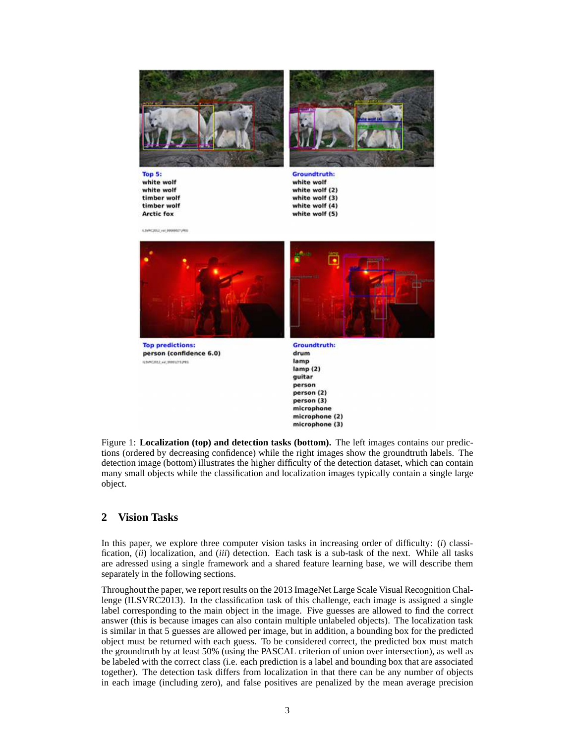Top 5:
white wolf
white wolf
timber wolf
timber wolf
Arctic fox

Groundtruth:
white wolf
white wolf (2)
white wolf (3)
white wolf (4)
white wolf (5)

Top predictions:
person (confidence 6.0)

Groundtruth:
drum
lamp
lamp (2)
guitar
person
person (2)
person (3)
microphone
microphone (2)
microphone (3)

Figure 1: **Localization (top) and detection tasks (bottom).** The left images contains our predictions (ordered by decreasing confidence) while the right images show the groundtruth labels. The detection image (bottom) illustrates the higher difficulty of the detection dataset, which can contain many small objects while the classification and localization images typically contain a single large object.

## 2 Vision Tasks

In this paper, we explore three computer vision tasks in increasing order of difficulty: (*i*) classification, (*ii*) localization, and (*iii*) detection. Each task is a sub-task of the next. While all tasks are adressed using a single framework and a shared feature learning base, we will describe them separately in the following sections.

Throughout the paper, we report results on the 2013 ImageNet Large Scale Visual Recognition Challenge (ILSVRC2013). In the classification task of this challenge, each image is assigned a single label corresponding to the main object in the image. Five guesses are allowed to find the correct answer (this is because images can also contain multiple unlabeled objects). The localization task is similar in that 5 guesses are allowed per image, but in addition, a bounding box for the predicted object must be returned with each guess. To be considered correct, the predicted box must match the groundtruth by at least 50% (using the PASCAL criterion of union over intersection), as well as be labeled with the correct class (i.e. each prediction is a label and bounding box that are associated together). The detection task differs from localization in that there can be any number of objects in each image (including zero), and false positives are penalized by the mean average precision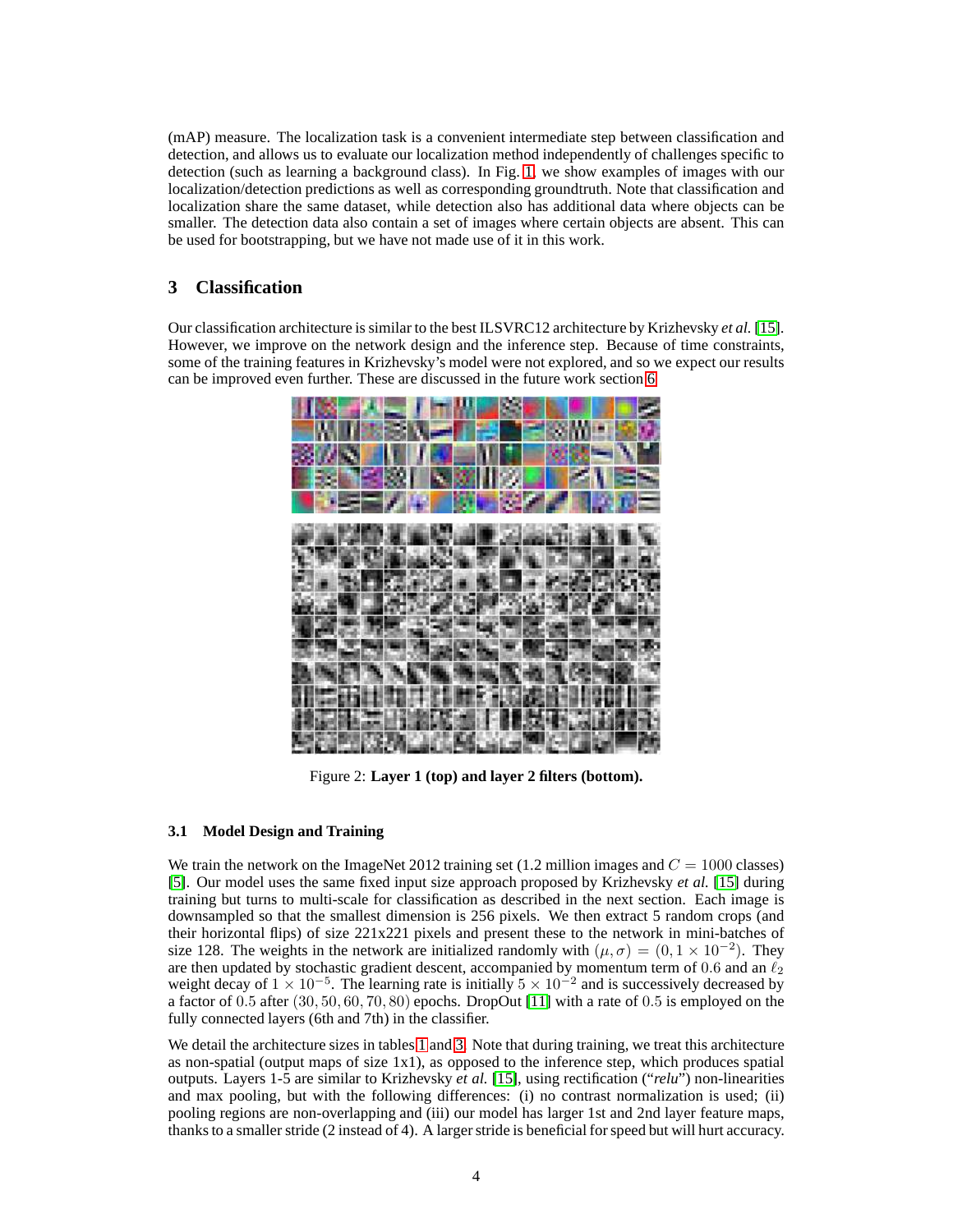(mAP) measure. The localization task is a convenient intermediate step between classification and detection, and allows us to evaluate our localization method independently of challenges specific to detection (such as learning a background class). In Fig. 1, we show examples of images with our localization/detection predictions as well as corresponding groundtruth. Note that classification and localization share the same dataset, while detection also has additional data where objects can be smaller. The detection data also contain a set of images where certain objects are absent. This can be used for bootstrapping, but we have not made use of it in this work.

## 3 Classification

Our classification architecture is similar to the best ILSVRC12 architecture by Krizhevsky *et al.* [15]. However, we improve on the network design and the inference step. Because of time constraints, some of the training features in Krizhevsky's model were not explored, and so we expect our results can be improved even further. These are discussed in the future work section 6

Figure 2: **Layer 1 (top) and layer 2 filters (bottom).**

### 3.1 Model Design and Training

We train the network on the ImageNet 2012 training set (1.2 million images and $C = 1000$ classes) [5]. Our model uses the same fixed input size approach proposed by Krizhevsky *et al.* [15] during training but turns to multi-scale for classification as described in the next section. Each image is downsampled so that the smallest dimension is 256 pixels. We then extract 5 random crops (and their horizontal flips) of size 221x221 pixels and present these to the network in mini-batches of size 128. The weights in the network are initialized randomly with $(\mu, \sigma) = (0, 1 \times 10^{-2})$. They are then updated by stochastic gradient descent, accompanied by momentum term of $0.6$ and an $\ell_2$ weight decay of $1 \times 10^{-5}$. The learning rate is initially $5 \times 10^{-2}$ and is successively decreased by a factor of $0.5$ after $(30, 50, 60, 70, 80)$ epochs. DropOut [11] with a rate of $0.5$ is employed on the fully connected layers (6th and 7th) in the classifier.

We detail the architecture sizes in tables 1 and 3. Note that during training, we treat this architecture as non-spatial (output maps of size 1x1), as opposed to the inference step, which produces spatial outputs. Layers 1-5 are similar to Krizhevsky *et al.* [15], using rectification ("*relu*") non-linearities and max pooling, but with the following differences: (i) no contrast normalization is used; (ii) pooling regions are non-overlapping and (iii) our model has larger 1st and 2nd layer feature maps, thanks to a smaller stride (2 instead of 4). A larger stride is beneficial for speed but will hurt accuracy.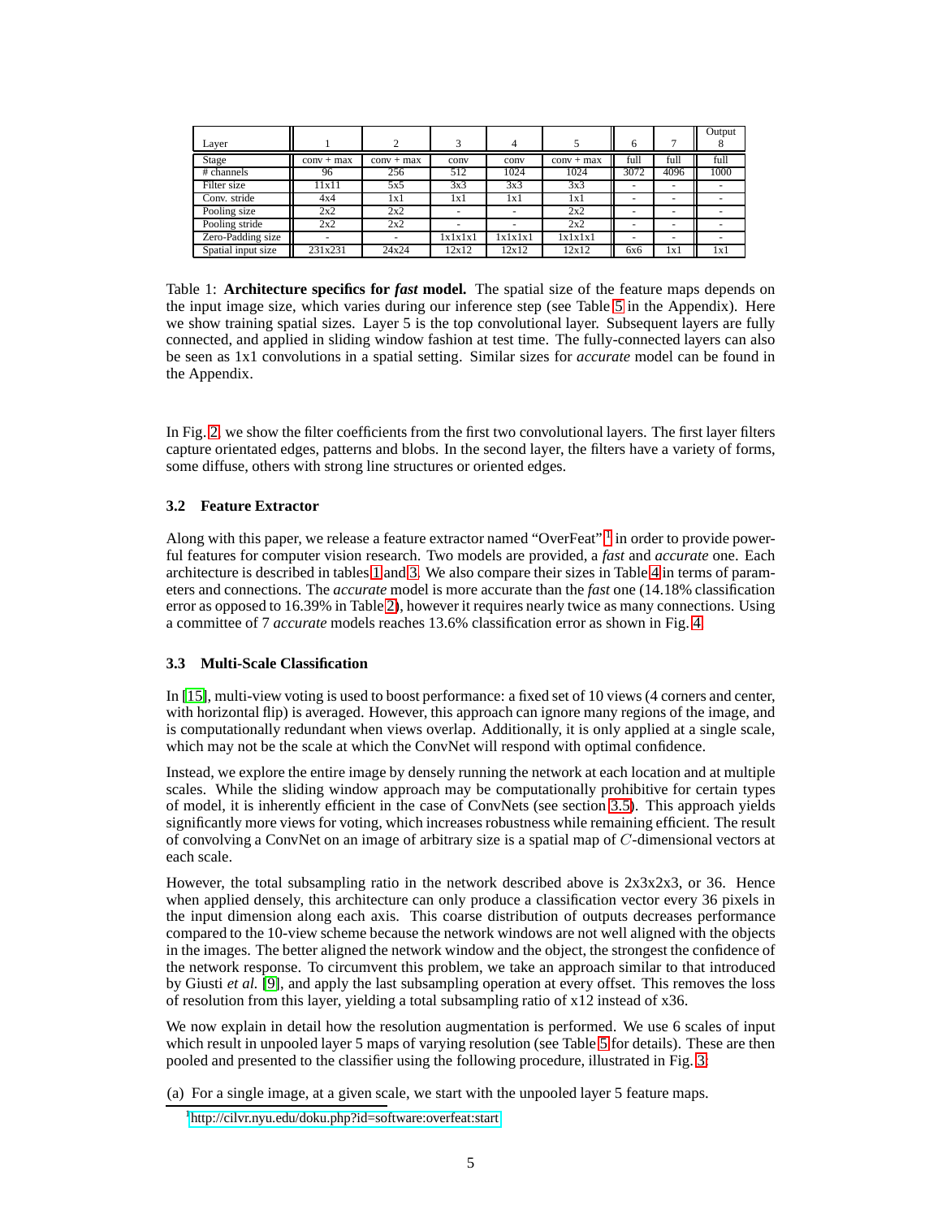| Layer | 1 | 2 | 3 | 4 | 5 | 6 | 7 | Output 8 |
|---|---|---|---|---|---|---|---|---|
| Stage | conv + max | conv + max | conv | conv | conv + max | full | full | full |
| # channels | 96 | 256 | 512 | 1024 | 1024 | 3072 | 4096 | 1000 |
| Filter size | 11x11 | 5x5 | 3x3 | 3x3 | 3x3 | - | - | - |
| Conv. stride | 4x4 | 1x1 | 1x1 | 1x1 | 1x1 | - | - | - |
| Pooling size | 2x2 | 2x2 | - | - | 2x2 | - | - | - |
| Pooling stride | 2x2 | 2x2 | - | - | 2x2 | - | - | - |
| Zero-Padding size | - | - | 1x1x1x1 | 1x1x1x1 | 1x1x1x1 | - | - | - |
| Spatial input size | 231x231 | 24x24 | 12x12 | 12x12 | 12x12 | 6x6 | 1x1 | 1x1 |

Table 1: **Architecture specifics for *fast* model.** The spatial size of the feature maps depends on the input image size, which varies during our inference step (see Table 5 in the Appendix). Here we show training spatial sizes. Layer 5 is the top convolutional layer. Subsequent layers are fully connected, and applied in sliding window fashion at test time. The fully-connected layers can also be seen as 1x1 convolutions in a spatial setting. Similar sizes for *accurate* model can be found in the Appendix.

In Fig. 2, we show the filter coefficients from the first two convolutional layers. The first layer filters capture orientated edges, patterns and blobs. In the second layer, the filters have a variety of forms, some diffuse, others with strong line structures or oriented edges.

### 3.2 Feature Extractor

Along with this paper, we release a feature extractor named "OverFeat" [1] in order to provide powerful features for computer vision research. Two models are provided, a *fast* and *accurate* one. Each architecture is described in tables 1 and 3. We also compare their sizes in Table 4 in terms of parameters and connections. The *accurate* model is more accurate than the *fast* one (14.18% classification error as opposed to 16.39% in Table 2), however it requires nearly twice as many connections. Using a committee of 7 *accurate* models reaches 13.6% classification error as shown in Fig. 4.

### 3.3 Multi-Scale Classification

In [15], multi-view voting is used to boost performance: a fixed set of 10 views (4 corners and center, with horizontal flip) is averaged. However, this approach can ignore many regions of the image, and is computationally redundant when views overlap. Additionally, it is only applied at a single scale, which may not be the scale at which the ConvNet will respond with optimal confidence.

Instead, we explore the entire image by densely running the network at each location and at multiple scales. While the sliding window approach may be computationally prohibitive for certain types of model, it is inherently efficient in the case of ConvNets (see section 3.5). This approach yields significantly more views for voting, which increases robustness while remaining efficient. The result of convolving a ConvNet on an image of arbitrary size is a spatial map of $C$-dimensional vectors at each scale.

However, the total subsampling ratio in the network described above is 2x3x2x3, or 36. Hence when applied densely, this architecture can only produce a classification vector every 36 pixels in the input dimension along each axis. This coarse distribution of outputs decreases performance compared to the 10-view scheme because the network windows are not well aligned with the objects in the images. The better aligned the network window and the object, the strongest the confidence of the network response. To circumvent this problem, we take an approach similar to that introduced by Giusti *et al.* [9], and apply the last subsampling operation at every offset. This removes the loss of resolution from this layer, yielding a total subsampling ratio of x12 instead of x36.

We now explain in detail how the resolution augmentation is performed. We use 6 scales of input which result in unpooled layer 5 maps of varying resolution (see Table 5 for details). These are then pooled and presented to the classifier using the following procedure, illustrated in Fig. 3:

(a) For a single image, at a given scale, we start with the unpooled layer 5 feature maps.

[1] http://cilvr.nyu.edu/doku.php?id=software:overfeat:start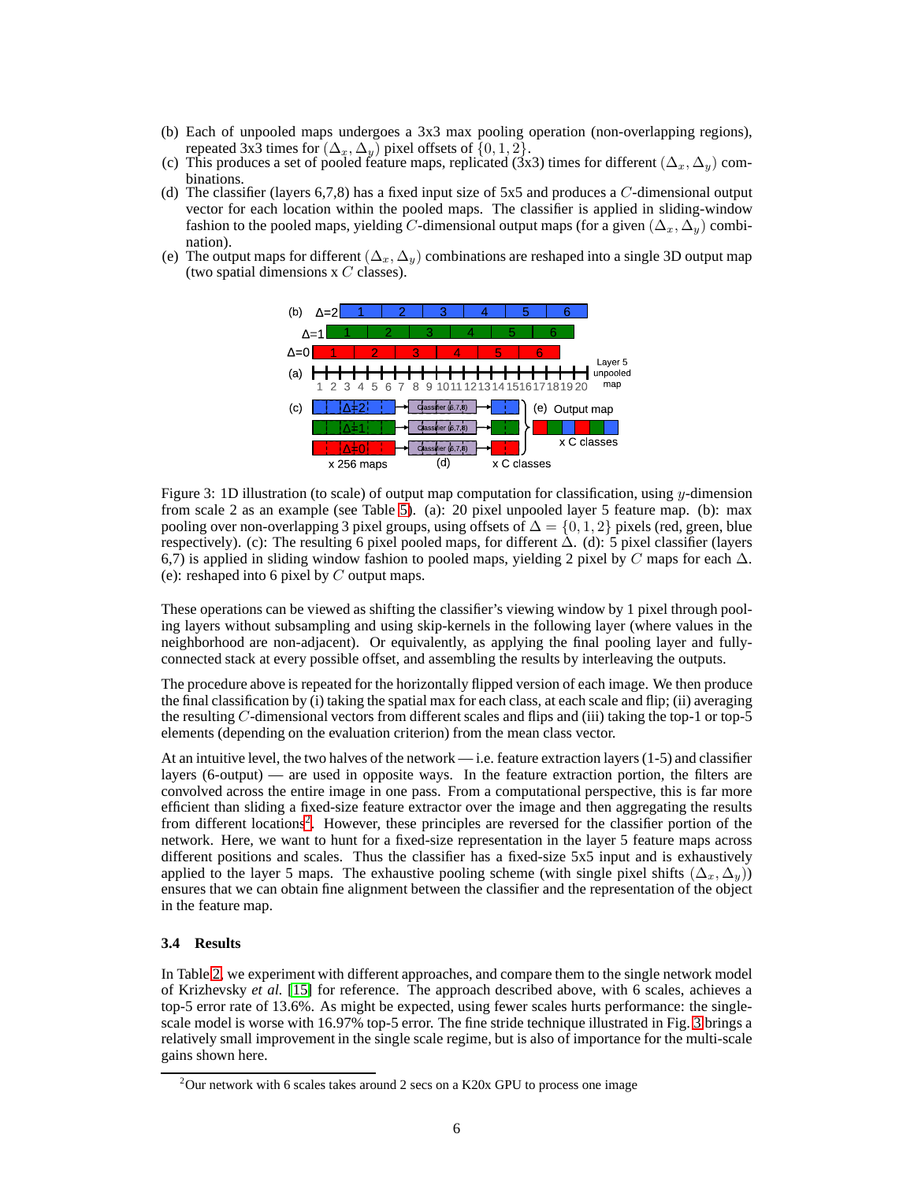(b) Each of unpooled maps undergoes a 3x3 max pooling operation (non-overlapping regions), repeated 3x3 times for $(\Delta_x, \Delta_y)$ pixel offsets of $\{0, 1, 2\}$.
(c) This produces a set of pooled feature maps, replicated (3x3) times for different $(\Delta_x, \Delta_y)$ combinations.
(d) The classifier (layers 6,7,8) has a fixed input size of 5x5 and produces a $C$-dimensional output vector for each location within the pooled maps. The classifier is applied in sliding-window fashion to the pooled maps, yielding $C$-dimensional output maps (for a given $(\Delta_x, \Delta_y)$ combination).
(e) The output maps for different $(\Delta_x, \Delta_y)$ combinations are reshaped into a single 3D output map (two spatial dimensions x $C$ classes).

Figure 3: 1D illustration (to scale) of output map computation for classification, using $y$-dimension from scale 2 as an example (see Table 5). (a): 20 pixel unpooled layer 5 feature map. (b): max pooling over non-overlapping 3 pixel groups, using offsets of $\Delta = \{0, 1, 2\}$ pixels (red, green, blue respectively). (c): The resulting 6 pixel pooled maps, for different $\Delta$. (d): 5 pixel classifier (layers 6,7) is applied in sliding window fashion to pooled maps, yielding 2 pixel by $C$ maps for each $\Delta$. (e): reshaped into 6 pixel by $C$ output maps.

These operations can be viewed as shifting the classifier's viewing window by 1 pixel through pooling layers without subsampling and using skip-kernels in the following layer (where values in the neighborhood are non-adjacent). Or equivalently, as applying the final pooling layer and fully-connected stack at every possible offset, and assembling the results by interleaving the outputs.

The procedure above is repeated for the horizontally flipped version of each image. We then produce the final classification by (i) taking the spatial max for each class, at each scale and flip; (ii) averaging the resulting $C$-dimensional vectors from different scales and flips and (iii) taking the top-1 or top-5 elements (depending on the evaluation criterion) from the mean class vector.

At an intuitive level, the two halves of the network — i.e. feature extraction layers (1-5) and classifier layers (6-output) — are used in opposite ways. In the feature extraction portion, the filters are convolved across the entire image in one pass. From a computational perspective, this is far more efficient than sliding a fixed-size feature extractor over the image and then aggregating the results from different locations[2]. However, these principles are reversed for the classifier portion of the network. Here, we want to hunt for a fixed-size representation in the layer 5 feature maps across different positions and scales. Thus the classifier has a fixed-size 5x5 input and is exhaustively applied to the layer 5 maps. The exhaustive pooling scheme (with single pixel shifts $(\Delta_x, \Delta_y)$) ensures that we can obtain fine alignment between the classifier and the representation of the object in the feature map.

### 3.4 Results

In Table 2, we experiment with different approaches, and compare them to the single network model of Krizhevsky *et al.* [15] for reference. The approach described above, with 6 scales, achieves a top-5 error rate of 13.6%. As might be expected, using fewer scales hurts performance: the single-scale model is worse with 16.97% top-5 error. The fine stride technique illustrated in Fig. 3 brings a relatively small improvement in the single scale regime, but is also of importance for the multi-scale gains shown here.

[2] Our network with 6 scales takes around 2 secs on a K20x GPU to process one image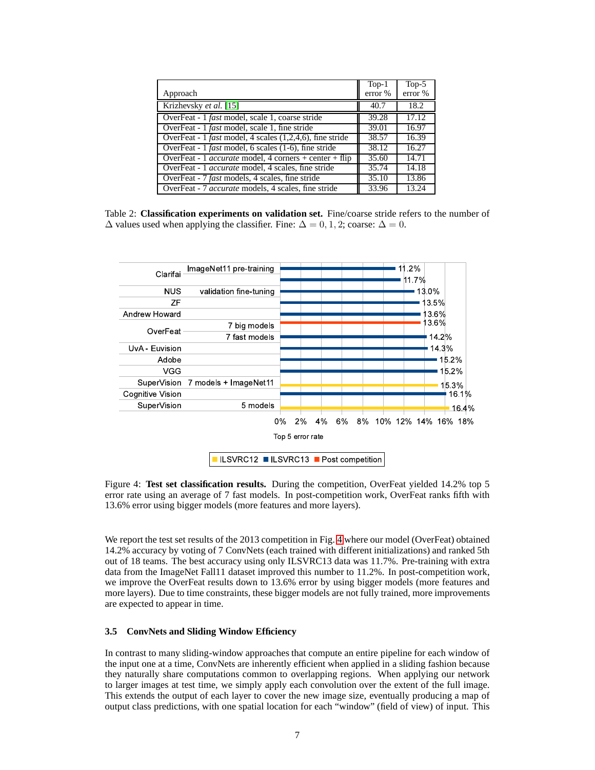| Approach | Top-1 error % | Top-5 error % |
|---|---|---|
| Krizhevsky *et al.* [15] | 40.7 | 18.2 |
| OverFeat - 1 *fast* model, scale 1, coarse stride | 39.28 | 17.12 |
| OverFeat - 1 *fast* model, scale 1, fine stride | 39.01 | 16.97 |
| OverFeat - 1 *fast* model, 4 scales (1,2,4,6), fine stride | 38.57 | 16.39 |
| OverFeat - 1 *fast* model, 6 scales (1-6), fine stride | 38.12 | 16.27 |
| OverFeat - 1 *accurate* model, 4 corners + center + flip | 35.60 | 14.71 |
| OverFeat - 1 *accurate* model, 4 scales, fine stride | 35.74 | 14.18 |
| OverFeat - 7 *fast* models, 4 scales, fine stride | 35.10 | 13.86 |
| OverFeat - 7 *accurate* models, 4 scales, fine stride | 33.96 | 13.24 |

Table 2: **Classification experiments on validation set.** Fine/coarse stride refers to the number of $\Delta$ values used when applying the classifier. Fine: $\Delta = 0, 1, 2$; coarse: $\Delta = 0$.

Figure 4: **Test set classification results.** During the competition, OverFeat yielded 14.2% top 5 error rate using an average of 7 fast models. In post-competition work, OverFeat ranks fifth with 13.6% error using bigger models (more features and more layers).

We report the test set results of the 2013 competition in Fig. 4 where our model (OverFeat) obtained 14.2% accuracy by voting of 7 ConvNets (each trained with different initializations) and ranked 5th out of 18 teams. The best accuracy using only ILSVRC13 data was 11.7%. Pre-training with extra data from the ImageNet Fall11 dataset improved this number to 11.2%. In post-competition work, we improve the OverFeat results down to 13.6% error by using bigger models (more features and more layers). Due to time constraints, these bigger models are not fully trained, more improvements are expected to appear in time.

### 3.5 ConvNets and Sliding Window Efficiency

In contrast to many sliding-window approaches that compute an entire pipeline for each window of the input one at a time, ConvNets are inherently efficient when applied in a sliding fashion because they naturally share computations common to overlapping regions. When applying our network to larger images at test time, we simply apply each convolution over the extent of the full image. This extends the output of each layer to cover the new image size, eventually producing a map of output class predictions, with one spatial location for each "window" (field of view) of input. This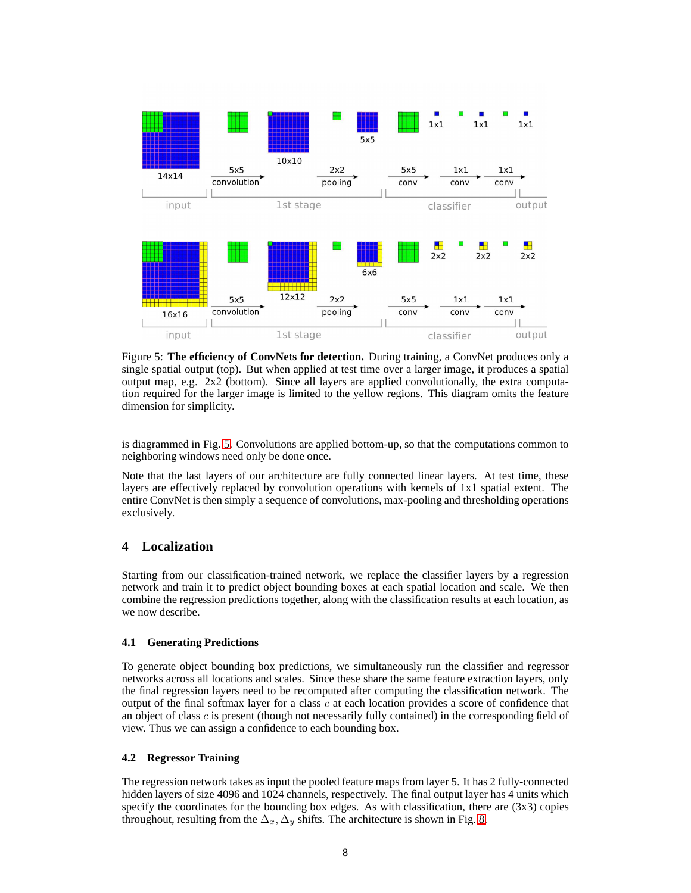Figure 5: **The efficiency of ConvNets for detection.** During training, a ConvNet produces only a single spatial output (top). But when applied at test time over a larger image, it produces a spatial output map, e.g. 2x2 (bottom). Since all layers are applied convolutionally, the extra computation required for the larger image is limited to the yellow regions. This diagram omits the feature dimension for simplicity.

is diagrammed in Fig. 5. Convolutions are applied bottom-up, so that the computations common to neighboring windows need only be done once.

Note that the last layers of our architecture are fully connected linear layers. At test time, these layers are effectively replaced by convolution operations with kernels of 1x1 spatial extent. The entire ConvNet is then simply a sequence of convolutions, max-pooling and thresholding operations exclusively.

## 4 Localization

Starting from our classification-trained network, we replace the classifier layers by a regression network and train it to predict object bounding boxes at each spatial location and scale. We then combine the regression predictions together, along with the classification results at each location, as we now describe.

### 4.1 Generating Predictions

To generate object bounding box predictions, we simultaneously run the classifier and regressor networks across all locations and scales. Since these share the same feature extraction layers, only the final regression layers need to be recomputed after computing the classification network. The output of the final softmax layer for a class $c$ at each location provides a score of confidence that an object of class $c$ is present (though not necessarily fully contained) in the corresponding field of view. Thus we can assign a confidence to each bounding box.

### 4.2 Regressor Training

The regression network takes as input the pooled feature maps from layer 5. It has 2 fully-connected hidden layers of size 4096 and 1024 channels, respectively. The final output layer has 4 units which specify the coordinates for the bounding box edges. As with classification, there are (3x3) copies throughout, resulting from the $\Delta_x, \Delta_y$ shifts. The architecture is shown in Fig. 8.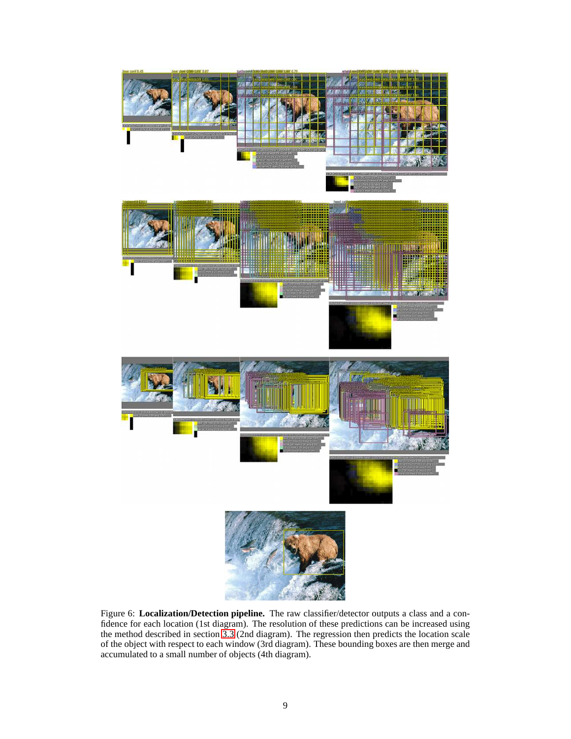Figure 6: **Localization/Detection pipeline.** The raw classifier/detector outputs a class and a confidence for each location (1st diagram). The resolution of these predictions can be increased using the method described in section 3.3 (2nd diagram). The regression then predicts the location scale of the object with respect to each window (3rd diagram). These bounding boxes are then merge and accumulated to a small number of objects (4th diagram).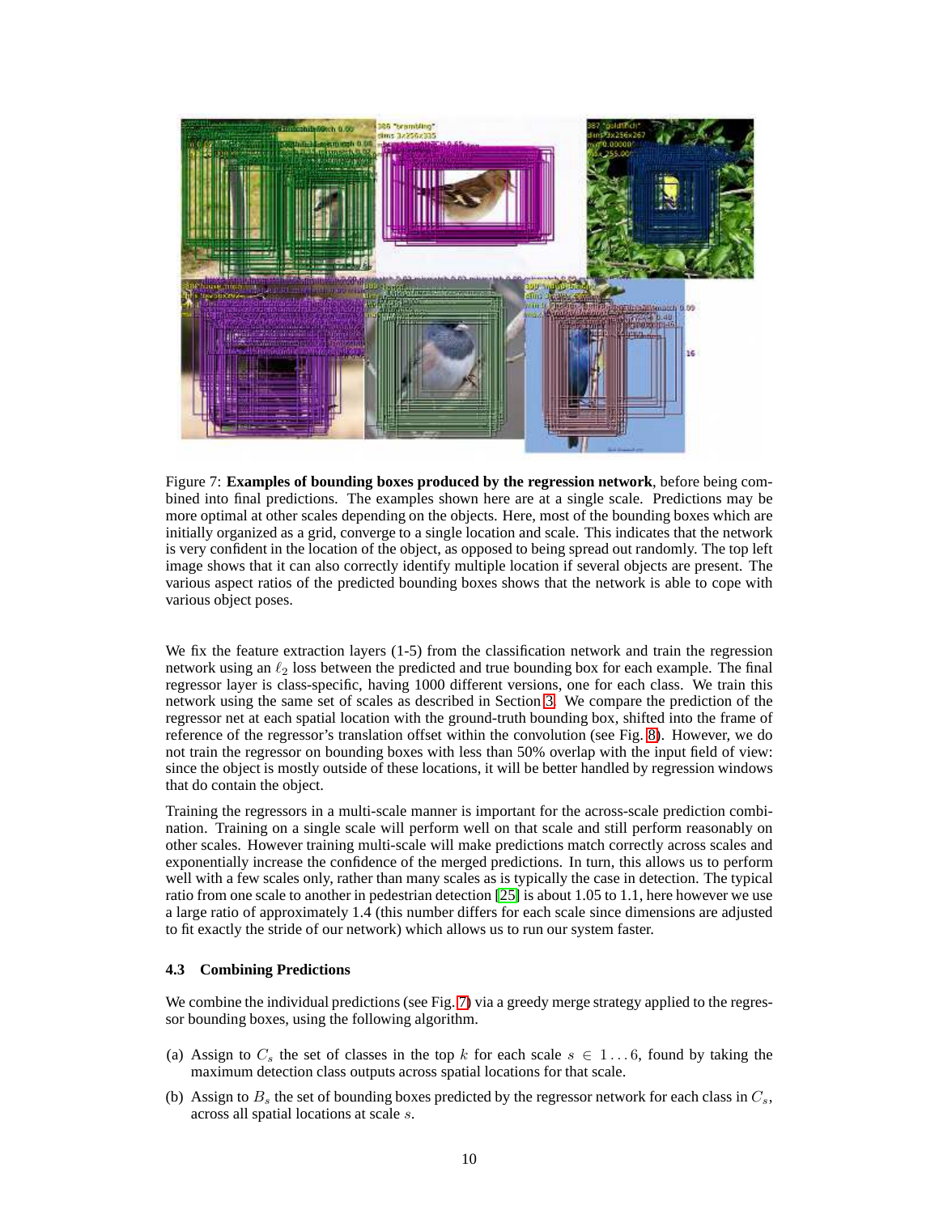Figure 7: **Examples of bounding boxes produced by the regression network**, before being combined into final predictions. The examples shown here are at a single scale. Predictions may be more optimal at other scales depending on the objects. Here, most of the bounding boxes which are initially organized as a grid, converge to a single location and scale. This indicates that the network is very confident in the location of the object, as opposed to being spread out randomly. The top left image shows that it can also correctly identify multiple location if several objects are present. The various aspect ratios of the predicted bounding boxes shows that the network is able to cope with various object poses.

We fix the feature extraction layers (1-5) from the classification network and train the regression network using an $\ell_2$ loss between the predicted and true bounding box for each example. The final regressor layer is class-specific, having 1000 different versions, one for each class. We train this network using the same set of scales as described in Section 3. We compare the prediction of the regressor net at each spatial location with the ground-truth bounding box, shifted into the frame of reference of the regressor's translation offset within the convolution (see Fig. 8). However, we do not train the regressor on bounding boxes with less than 50% overlap with the input field of view: since the object is mostly outside of these locations, it will be better handled by regression windows that do contain the object.

Training the regressors in a multi-scale manner is important for the across-scale prediction combination. Training on a single scale will perform well on that scale and still perform reasonably on other scales. However training multi-scale will make predictions match correctly across scales and exponentially increase the confidence of the merged predictions. In turn, this allows us to perform well with a few scales only, rather than many scales as is typically the case in detection. The typical ratio from one scale to another in pedestrian detection [25] is about 1.05 to 1.1, here however we use a large ratio of approximately 1.4 (this number differs for each scale since dimensions are adjusted to fit exactly the stride of our network) which allows us to run our system faster.

### 4.3 Combining Predictions

We combine the individual predictions (see Fig. 7) via a greedy merge strategy applied to the regressor bounding boxes, using the following algorithm.

(a) Assign to $C_s$ the set of classes in the top $k$ for each scale $s \in 1 \ldots 6$, found by taking the maximum detection class outputs across spatial locations for that scale.

(b) Assign to $B_s$ the set of bounding boxes predicted by the regressor network for each class in $C_s$, across all spatial locations at scale $s$.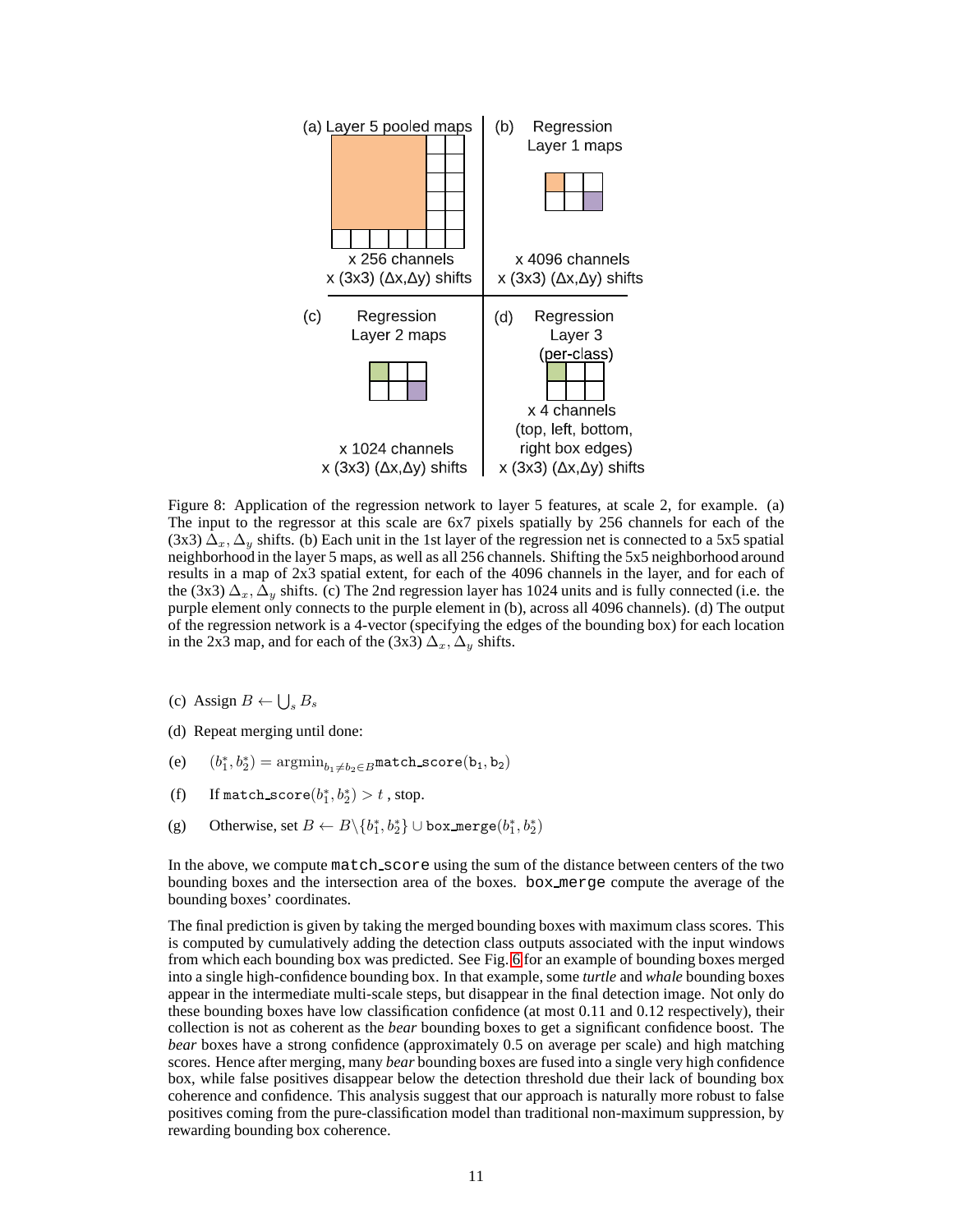(a) Layer 5 pooled maps

x 256 channels
x (3x3) (Δx,Δy) shifts

(b) Regression Layer 1 maps

x 4096 channels
x (3x3) (Δx,Δy) shifts

(c) Regression Layer 2 maps

x 1024 channels
x (3x3) (Δx,Δy) shifts

(d) Regression Layer 3 (per-class)

x 4 channels
(top, left, bottom, right box edges)
x (3x3) (Δx,Δy) shifts

Figure 8: Application of the regression network to layer 5 features, at scale 2, for example. (a) The input to the regressor at this scale are 6x7 pixels spatially by 256 channels for each of the (3x3) $\Delta_x, \Delta_y$ shifts. (b) Each unit in the 1st layer of the regression net is connected to a 5x5 spatial neighborhood in the layer 5 maps, as well as all 256 channels. Shifting the 5x5 neighborhood around results in a map of 2x3 spatial extent, for each of the 4096 channels in the layer, and for each of the (3x3) $\Delta_x, \Delta_y$ shifts. (c) The 2nd regression layer has 1024 units and is fully connected (i.e. the purple element only connects to the purple element in (b), across all 4096 channels). (d) The output of the regression network is a 4-vector (specifying the edges of the bounding box) for each location in the 2x3 map, and for each of the (3x3) $\Delta_x, \Delta_y$ shifts.

(c) Assign $B \leftarrow \bigcup_s B_s$

(d) Repeat merging until done:

(e) $(b_1^*, b_2^*) = \text{argmin}_{b_1 \neq b_2 \in B} \texttt{match\_score}(\texttt{b}_1, \texttt{b}_2)$

(f) If $\texttt{match\_score}(b_1^*, b_2^*) > t$ , stop.

(g) Otherwise, set $B \leftarrow B \backslash \{b_1^*, b_2^*\} \cup \texttt{box\_merge}(b_1^*, b_2^*)$

In the above, we compute match_score using the sum of the distance between centers of the two bounding boxes and the intersection area of the boxes. box_merge compute the average of the bounding boxes' coordinates.

The final prediction is given by taking the merged bounding boxes with maximum class scores. This is computed by cumulatively adding the detection class outputs associated with the input windows from which each bounding box was predicted. See Fig. 6 for an example of bounding boxes merged into a single high-confidence bounding box. In that example, some *turtle* and *whale* bounding boxes appear in the intermediate multi-scale steps, but disappear in the final detection image. Not only do these bounding boxes have low classification confidence (at most 0.11 and 0.12 respectively), their collection is not as coherent as the *bear* bounding boxes to get a significant confidence boost. The *bear* boxes have a strong confidence (approximately 0.5 on average per scale) and high matching scores. Hence after merging, many *bear* bounding boxes are fused into a single very high confidence box, while false positives disappear below the detection threshold due their lack of bounding box coherence and confidence. This analysis suggest that our approach is naturally more robust to false positives coming from the pure-classification model than traditional non-maximum suppression, by rewarding bounding box coherence.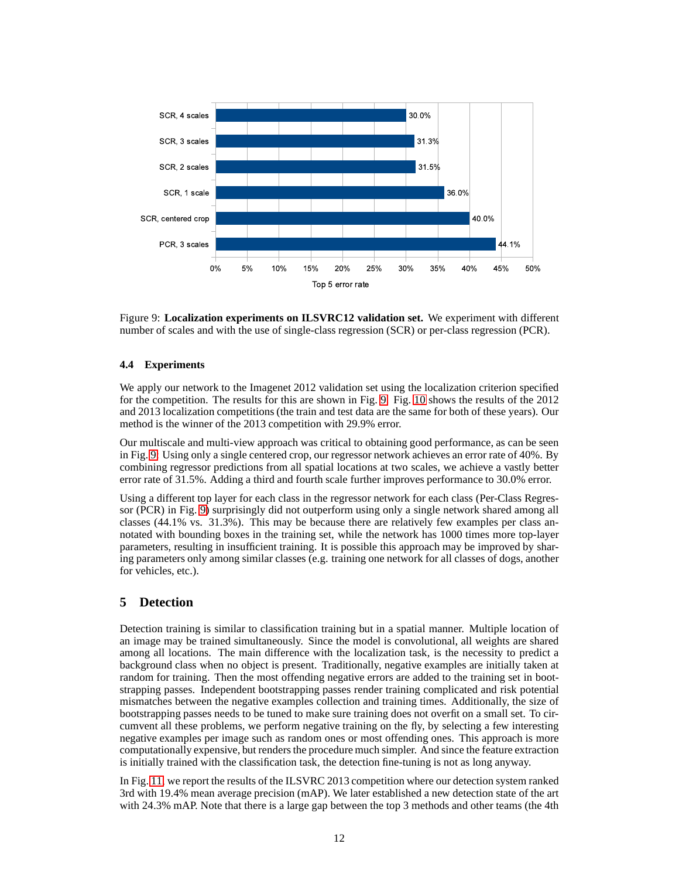| | Top 5 error rate |
| --- | --- |
| SCR, 4 scales | 30.0% |
| SCR, 3 scales | 31.3% |
| SCR, 2 scales | 31.5% |
| SCR, 1 scale | 36.0% |
| SCR, centered crop | 40.0% |
| PCR, 3 scales | 44.1% |

Figure 9: **Localization experiments on ILSVRC12 validation set.** We experiment with different number of scales and with the use of single-class regression (SCR) or per-class regression (PCR).

### 4.4 Experiments

We apply our network to the Imagenet 2012 validation set using the localization criterion specified for the competition. The results for this are shown in Fig. 9. Fig. 10 shows the results of the 2012 and 2013 localization competitions (the train and test data are the same for both of these years). Our method is the winner of the 2013 competition with 29.9% error.

Our multiscale and multi-view approach was critical to obtaining good performance, as can be seen in Fig. 9. Using only a single centered crop, our regressor network achieves an error rate of 40%. By combining regressor predictions from all spatial locations at two scales, we achieve a vastly better error rate of 31.5%. Adding a third and fourth scale further improves performance to 30.0% error.

Using a different top layer for each class in the regressor network for each class (Per-Class Regressor (PCR) in Fig. 9) surprisingly did not outperform using only a single network shared among all classes (44.1% vs. 31.3%). This may be because there are relatively few examples per class annotated with bounding boxes in the training set, while the network has 1000 times more top-layer parameters, resulting in insufficient training. It is possible this approach may be improved by sharing parameters only among similar classes (e.g. training one network for all classes of dogs, another for vehicles, etc.).

## 5 Detection

Detection training is similar to classification training but in a spatial manner. Multiple location of an image may be trained simultaneously. Since the model is convolutional, all weights are shared among all locations. The main difference with the localization task, is the necessity to predict a background class when no object is present. Traditionally, negative examples are initially taken at random for training. Then the most offending negative errors are added to the training set in bootstrapping passes. Independent bootstrapping passes render training complicated and risk potential mismatches between the negative examples collection and training times. Additionally, the size of bootstrapping passes needs to be tuned to make sure training does not overfit on a small set. To circumvent all these problems, we perform negative training on the fly, by selecting a few interesting negative examples per image such as random ones or most offending ones. This approach is more computationally expensive, but renders the procedure much simpler. And since the feature extraction is initially trained with the classification task, the detection fine-tuning is not as long anyway.

In Fig. 11, we report the results of the ILSVRC 2013 competition where our detection system ranked 3rd with 19.4% mean average precision (mAP). We later established a new detection state of the art with 24.3% mAP. Note that there is a large gap between the top 3 methods and other teams (the 4th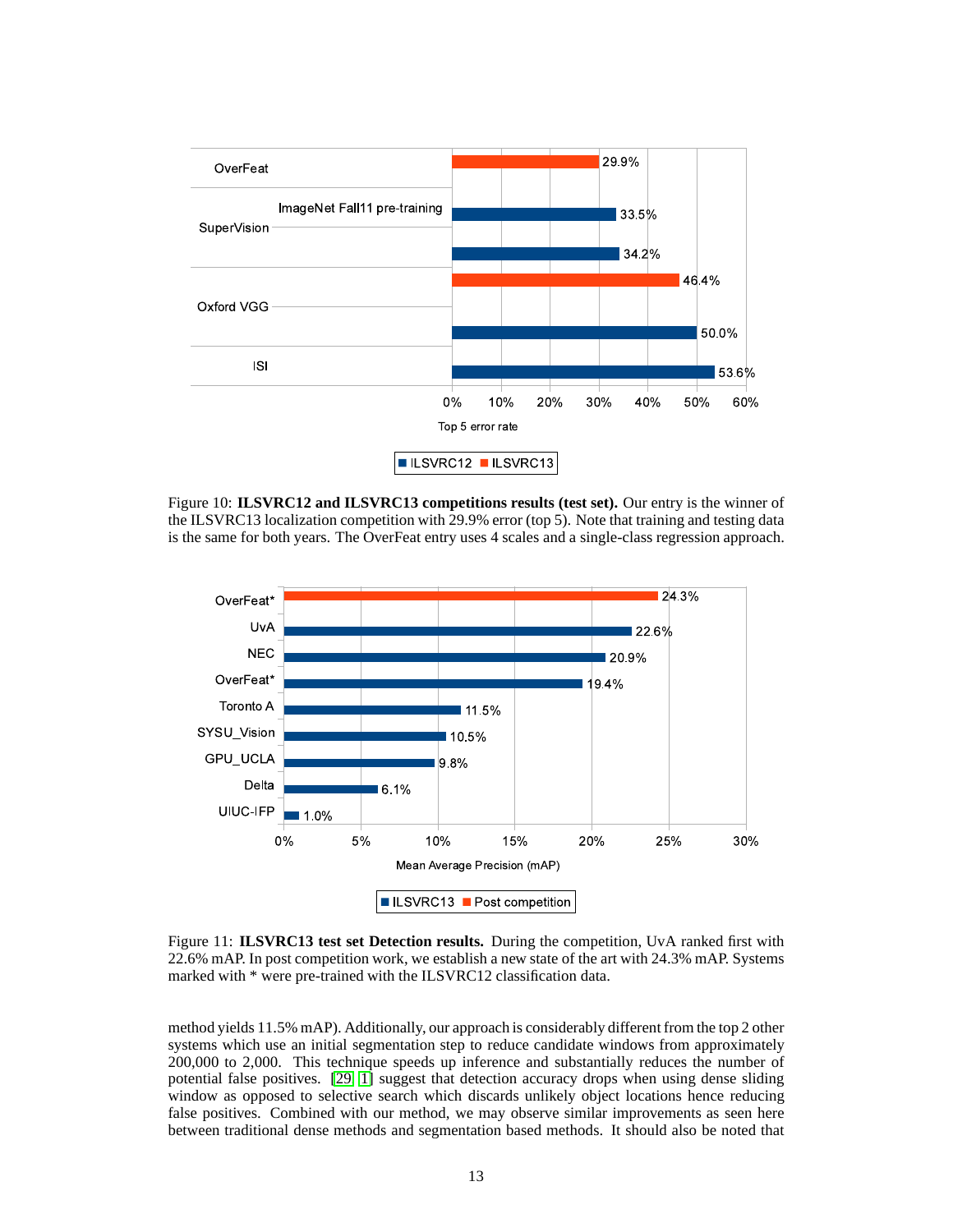Figure 10: **ILSVRC12 and ILSVRC13 competitions results (test set).** Our entry is the winner of the ILSVRC13 localization competition with 29.9% error (top 5). Note that training and testing data is the same for both years. The OverFeat entry uses 4 scales and a single-class regression approach.

Figure 11: **ILSVRC13 test set Detection results.** During the competition, UvA ranked first with 22.6% mAP. In post competition work, we establish a new state of the art with 24.3% mAP. Systems marked with * were pre-trained with the ILSVRC12 classification data.

method yields 11.5% mAP). Additionally, our approach is considerably different from the top 2 other systems which use an initial segmentation step to reduce candidate windows from approximately 200,000 to 2,000. This technique speeds up inference and substantially reduces the number of potential false positives. [29, 1] suggest that detection accuracy drops when using dense sliding window as opposed to selective search which discards unlikely object locations hence reducing false positives. Combined with our method, we may observe similar improvements as seen here between traditional dense methods and segmentation based methods. It should also be noted that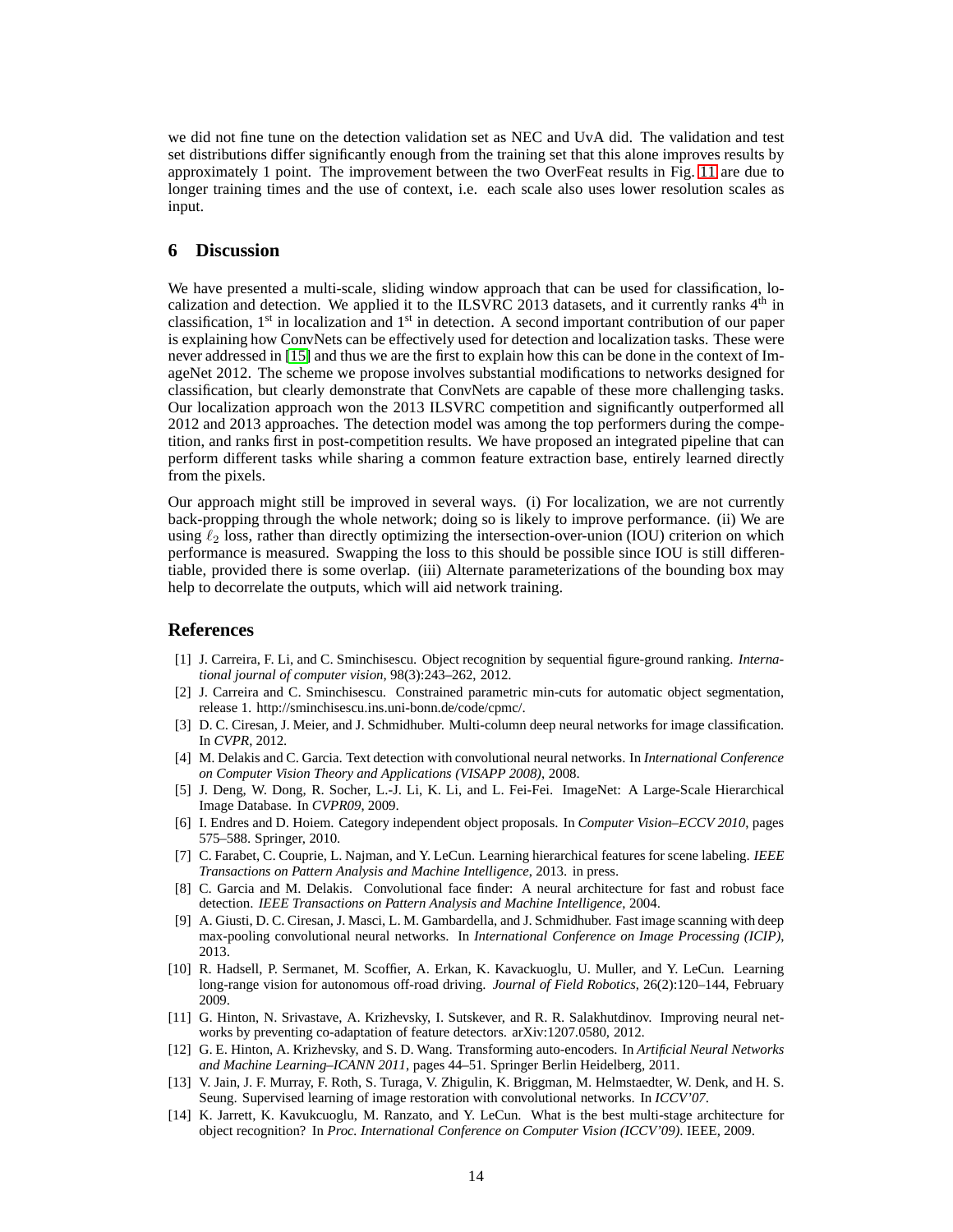we did not fine tune on the detection validation set as NEC and UvA did. The validation and test set distributions differ significantly enough from the training set that this alone improves results by approximately 1 point. The improvement between the two OverFeat results in Fig. 11 are due to longer training times and the use of context, i.e. each scale also uses lower resolution scales as input.

## 6 Discussion

We have presented a multi-scale, sliding window approach that can be used for classification, localization and detection. We applied it to the ILSVRC 2013 datasets, and it currently ranks 4$^{\text{th}}$ in classification, 1$^{\text{st}}$ in localization and 1$^{\text{st}}$ in detection. A second important contribution of our paper is explaining how ConvNets can be effectively used for detection and localization tasks. These were never addressed in [15] and thus we are the first to explain how this can be done in the context of ImageNet 2012. The scheme we propose involves substantial modifications to networks designed for classification, but clearly demonstrate that ConvNets are capable of these more challenging tasks. Our localization approach won the 2013 ILSVRC competition and significantly outperformed all 2012 and 2013 approaches. The detection model was among the top performers during the competition, and ranks first in post-competition results. We have proposed an integrated pipeline that can perform different tasks while sharing a common feature extraction base, entirely learned directly from the pixels.

Our approach might still be improved in several ways. (i) For localization, we are not currently back-propping through the whole network; doing so is likely to improve performance. (ii) We are using $\ell_2$ loss, rather than directly optimizing the intersection-over-union (IOU) criterion on which performance is measured. Swapping the loss to this should be possible since IOU is still differentiable, provided there is some overlap. (iii) Alternate parameterizations of the bounding box may help to decorrelate the outputs, which will aid network training.

## References

[1] J. Carreira, F. Li, and C. Sminchisescu. Object recognition by sequential figure-ground ranking. *International journal of computer vision*, 98(3):243–262, 2012.

[2] J. Carreira and C. Sminchisescu. Constrained parametric min-cuts for automatic object segmentation, release 1. http://sminchisescu.ins.uni-bonn.de/code/cpmc/.

[3] D. C. Ciresan, J. Meier, and J. Schmidhuber. Multi-column deep neural networks for image classification. In *CVPR*, 2012.

[4] M. Delakis and C. Garcia. Text detection with convolutional neural networks. In *International Conference on Computer Vision Theory and Applications (VISAPP 2008)*, 2008.

[5] J. Deng, W. Dong, R. Socher, L.-J. Li, K. Li, and L. Fei-Fei. ImageNet: A Large-Scale Hierarchical Image Database. In *CVPR09*, 2009.

[6] I. Endres and D. Hoiem. Category independent object proposals. In *Computer Vision–ECCV 2010*, pages 575–588. Springer, 2010.

[7] C. Farabet, C. Couprie, L. Najman, and Y. LeCun. Learning hierarchical features for scene labeling. *IEEE Transactions on Pattern Analysis and Machine Intelligence*, 2013. in press.

[8] C. Garcia and M. Delakis. Convolutional face finder: A neural architecture for fast and robust face detection. *IEEE Transactions on Pattern Analysis and Machine Intelligence*, 2004.

[9] A. Giusti, D. C. Ciresan, J. Masci, L. M. Gambardella, and J. Schmidhuber. Fast image scanning with deep max-pooling convolutional neural networks. In *International Conference on Image Processing (ICIP)*, 2013.

[10] R. Hadsell, P. Sermanet, M. Scoffier, A. Erkan, K. Kavackuoglu, U. Muller, and Y. LeCun. Learning long-range vision for autonomous off-road driving. *Journal of Field Robotics*, 26(2):120–144, February 2009.

[11] G. Hinton, N. Srivastave, A. Krizhevsky, I. Sutskever, and R. R. Salakhutdinov. Improving neural networks by preventing co-adaptation of feature detectors. arXiv:1207.0580, 2012.

[12] G. E. Hinton, A. Krizhevsky, and S. D. Wang. Transforming auto-encoders. In *Artificial Neural Networks and Machine Learning–ICANN 2011*, pages 44–51. Springer Berlin Heidelberg, 2011.

[13] V. Jain, J. F. Murray, F. Roth, S. Turaga, V. Zhigulin, K. Briggman, M. Helmstaedter, W. Denk, and H. S. Seung. Supervised learning of image restoration with convolutional networks. In *ICCV'07*.

[14] K. Jarrett, K. Kavukcuoglu, M. Ranzato, and Y. LeCun. What is the best multi-stage architecture for object recognition? In *Proc. International Conference on Computer Vision (ICCV'09)*. IEEE, 2009.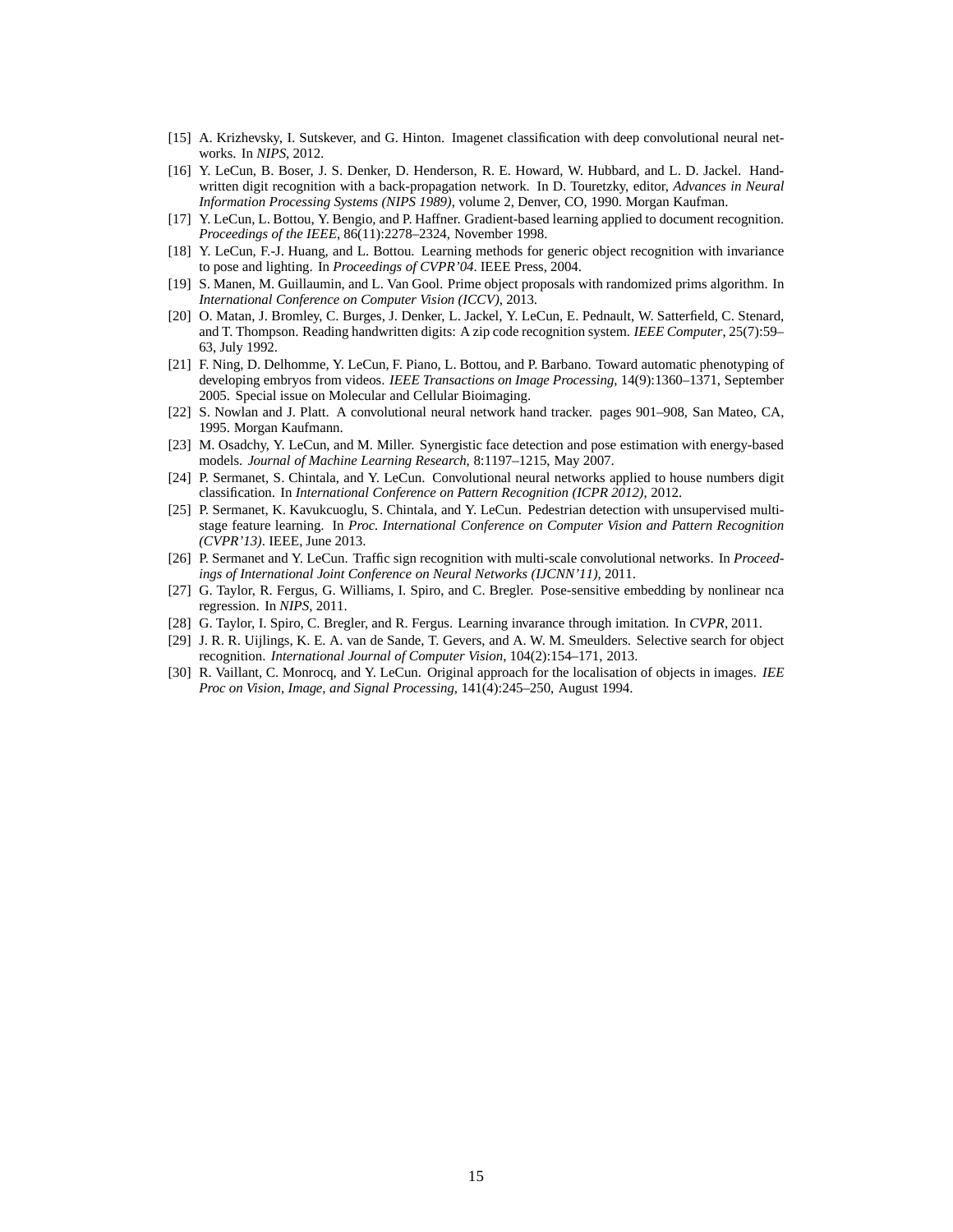[15] A. Krizhevsky, I. Sutskever, and G. Hinton. Imagenet classification with deep convolutional neural networks. In *NIPS*, 2012.

[16] Y. LeCun, B. Boser, J. S. Denker, D. Henderson, R. E. Howard, W. Hubbard, and L. D. Jackel. Handwritten digit recognition with a back-propagation network. In D. Touretzky, editor, *Advances in Neural Information Processing Systems (NIPS 1989)*, volume 2, Denver, CO, 1990. Morgan Kaufman.

[17] Y. LeCun, L. Bottou, Y. Bengio, and P. Haffner. Gradient-based learning applied to document recognition. *Proceedings of the IEEE*, 86(11):2278–2324, November 1998.

[18] Y. LeCun, F.-J. Huang, and L. Bottou. Learning methods for generic object recognition with invariance to pose and lighting. In *Proceedings of CVPR'04*. IEEE Press, 2004.

[19] S. Manen, M. Guillaumin, and L. Van Gool. Prime object proposals with randomized prims algorithm. In *International Conference on Computer Vision (ICCV)*, 2013.

[20] O. Matan, J. Bromley, C. Burges, J. Denker, L. Jackel, Y. LeCun, E. Pednault, W. Satterfield, C. Stenard, and T. Thompson. Reading handwritten digits: A zip code recognition system. *IEEE Computer*, 25(7):59–63, July 1992.

[21] F. Ning, D. Delhomme, Y. LeCun, F. Piano, L. Bottou, and P. Barbano. Toward automatic phenotyping of developing embryos from videos. *IEEE Transactions on Image Processing*, 14(9):1360–1371, September 2005. Special issue on Molecular and Cellular Bioimaging.

[22] S. Nowlan and J. Platt. A convolutional neural network hand tracker. pages 901–908, San Mateo, CA, 1995. Morgan Kaufmann.

[23] M. Osadchy, Y. LeCun, and M. Miller. Synergistic face detection and pose estimation with energy-based models. *Journal of Machine Learning Research*, 8:1197–1215, May 2007.

[24] P. Sermanet, S. Chintala, and Y. LeCun. Convolutional neural networks applied to house numbers digit classification. In *International Conference on Pattern Recognition (ICPR 2012)*, 2012.

[25] P. Sermanet, K. Kavukcuoglu, S. Chintala, and Y. LeCun. Pedestrian detection with unsupervised multi-stage feature learning. In *Proc. International Conference on Computer Vision and Pattern Recognition (CVPR'13)*. IEEE, June 2013.

[26] P. Sermanet and Y. LeCun. Traffic sign recognition with multi-scale convolutional networks. In *Proceedings of International Joint Conference on Neural Networks (IJCNN'11)*, 2011.

[27] G. Taylor, R. Fergus, G. Williams, I. Spiro, and C. Bregler. Pose-sensitive embedding by nonlinear nca regression. In *NIPS*, 2011.

[28] G. Taylor, I. Spiro, C. Bregler, and R. Fergus. Learning invarance through imitation. In *CVPR*, 2011.

[29] J. R. R. Uijlings, K. E. A. van de Sande, T. Gevers, and A. W. M. Smeulders. Selective search for object recognition. *International Journal of Computer Vision*, 104(2):154–171, 2013.

[30] R. Vaillant, C. Monrocq, and Y. LeCun. Original approach for the localisation of objects in images. *IEE Proc on Vision, Image, and Signal Processing*, 141(4):245–250, August 1994.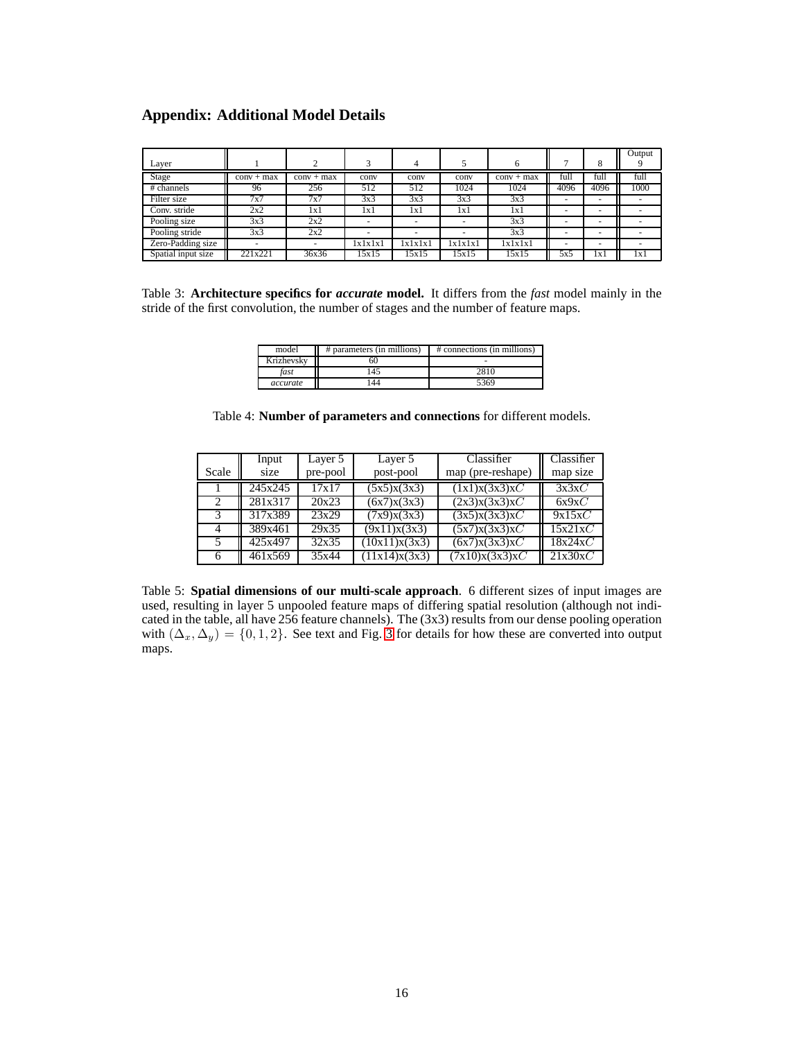## Appendix: Additional Model Details

| Layer | 1 | 2 | 3 | 4 | 5 | 6 | 7 | 8 | Output 9 |
|---|---|---|---|---|---|---|---|---|---|
| Stage | conv + max | conv + max | conv | conv | conv | conv + max | full | full | full |
| # channels | 96 | 256 | 512 | 512 | 1024 | 1024 | 4096 | 4096 | 1000 |
| Filter size | 7x7 | 7x7 | 3x3 | 3x3 | 3x3 | 3x3 | - | - | - |
| Conv. stride | 2x2 | 1x1 | 1x1 | 1x1 | 1x1 | 1x1 | - | - | - |
| Pooling size | 3x3 | 2x2 | - | - | - | 3x3 | - | - | - |
| Pooling stride | 3x3 | 2x2 | - | - | - | 3x3 | - | - | - |
| Zero-Padding size | - | - | 1x1x1x1 | 1x1x1x1 | 1x1x1x1 | 1x1x1x1 | - | - | - |
| Spatial input size | 221x221 | 36x36 | 15x15 | 15x15 | 15x15 | 15x15 | 5x5 | 1x1 | 1x1 |

Table 3: **Architecture specifics for *accurate* model.** It differs from the *fast* model mainly in the stride of the first convolution, the number of stages and the number of feature maps.

| model | # parameters (in millions) | # connections (in millions) |
|---|---|---|
| Krizhevsky | 60 | - |
| *fast* | 145 | 2810 |
| *accurate* | 144 | 5369 |

Table 4: **Number of parameters and connections** for different models.

| Scale | Input size | Layer 5 pre-pool | Layer 5 post-pool | Classifier map (pre-reshape) | Classifier map size |
|---|---|---|---|---|---|
| 1 | 245x245 | 17x17 | (5x5)x(3x3) | (1x1)x(3x3)x$C$ | 3x3x$C$ |
| 2 | 281x317 | 20x23 | (6x7)x(3x3) | (2x3)x(3x3)x$C$ | 6x9x$C$ |
| 3 | 317x389 | 23x29 | (7x9)x(3x3) | (3x5)x(3x3)x$C$ | 9x15x$C$ |
| 4 | 389x461 | 29x35 | (9x11)x(3x3) | (5x7)x(3x3)x$C$ | 15x21x$C$ |
| 5 | 425x497 | 32x35 | (10x11)x(3x3) | (6x7)x(3x3)x$C$ | 18x24x$C$ |
| 6 | 461x569 | 35x44 | (11x14)x(3x3) | (7x10)x(3x3)x$C$ | 21x30x$C$ |

Table 5: **Spatial dimensions of our multi-scale approach**. 6 different sizes of input images are used, resulting in layer 5 unpooled feature maps of differing spatial resolution (although not indicated in the table, all have 256 feature channels). The (3x3) results from our dense pooling operation with $(\Delta_x, \Delta_y) = \{0, 1, 2\}$. See text and Fig. 3 for details for how these are converted into output maps.